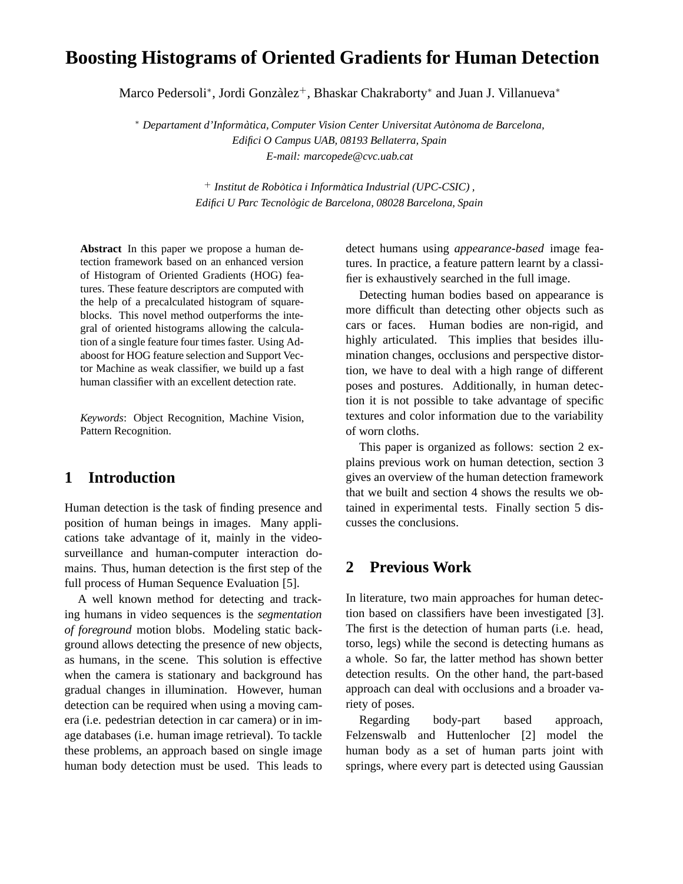# Boosting Histograms of Oriented Gradients for Human Detection

Marco Pedersoli[*], Jordi Gonzàlez[+], Bhaskar Chakraborty[*] and Juan J. Villanueva[*]

[*] *Departament d'Informàtica, Computer Vision Center Universitat Autònoma de Barcelona, Edifici O Campus UAB, 08193 Bellaterra, Spain*
*E-mail: marcopede@cvc.uab.cat*

[+] *Institut de Robòtica i Informàtica Industrial (UPC-CSIC), Edifici U Parc Tecnològic de Barcelona, 08028 Barcelona, Spain*

**Abstract** In this paper we propose a human detection framework based on an enhanced version of Histogram of Oriented Gradients (HOG) features. These feature descriptors are computed with the help of a precalculated histogram of square-blocks. This novel method outperforms the integral of oriented histograms allowing the calculation of a single feature four times faster. Using Adaboost for HOG feature selection and Support Vector Machine as weak classifier, we build up a fast human classifier with an excellent detection rate.

*Keywords*: Object Recognition, Machine Vision, Pattern Recognition.

## 1 Introduction

Human detection is the task of finding presence and position of human beings in images. Many applications take advantage of it, mainly in the video-surveillance and human-computer interaction domains. Thus, human detection is the first step of the full process of Human Sequence Evaluation [5].

A well known method for detecting and tracking humans in video sequences is the *segmentation of foreground* motion blobs. Modeling static background allows detecting the presence of new objects, as humans, in the scene. This solution is effective when the camera is stationary and background has gradual changes in illumination. However, human detection can be required when using a moving camera (i.e. pedestrian detection in car camera) or in image databases (i.e. human image retrieval). To tackle these problems, an approach based on single image human body detection must be used. This leads to detect humans using *appearance-based* image features. In practice, a feature pattern learnt by a classifier is exhaustively searched in the full image.

Detecting human bodies based on appearance is more difficult than detecting other objects such as cars or faces. Human bodies are non-rigid, and highly articulated. This implies that besides illumination changes, occlusions and perspective distortion, we have to deal with a high range of different poses and postures. Additionally, in human detection it is not possible to take advantage of specific textures and color information due to the variability of worn cloths.

This paper is organized as follows: section 2 explains previous work on human detection, section 3 gives an overview of the human detection framework that we built and section 4 shows the results we obtained in experimental tests. Finally section 5 discusses the conclusions.

## 2 Previous Work

In literature, two main approaches for human detection based on classifiers have been investigated [3]. The first is the detection of human parts (i.e. head, torso, legs) while the second is detecting humans as a whole. So far, the latter method has shown better detection results. On the other hand, the part-based approach can deal with occlusions and a broader variety of poses.

Regarding body-part based approach, Felzenswalb and Huttenlocher [2] model the human body as a set of human parts joint with springs, where every part is detected using Gaussian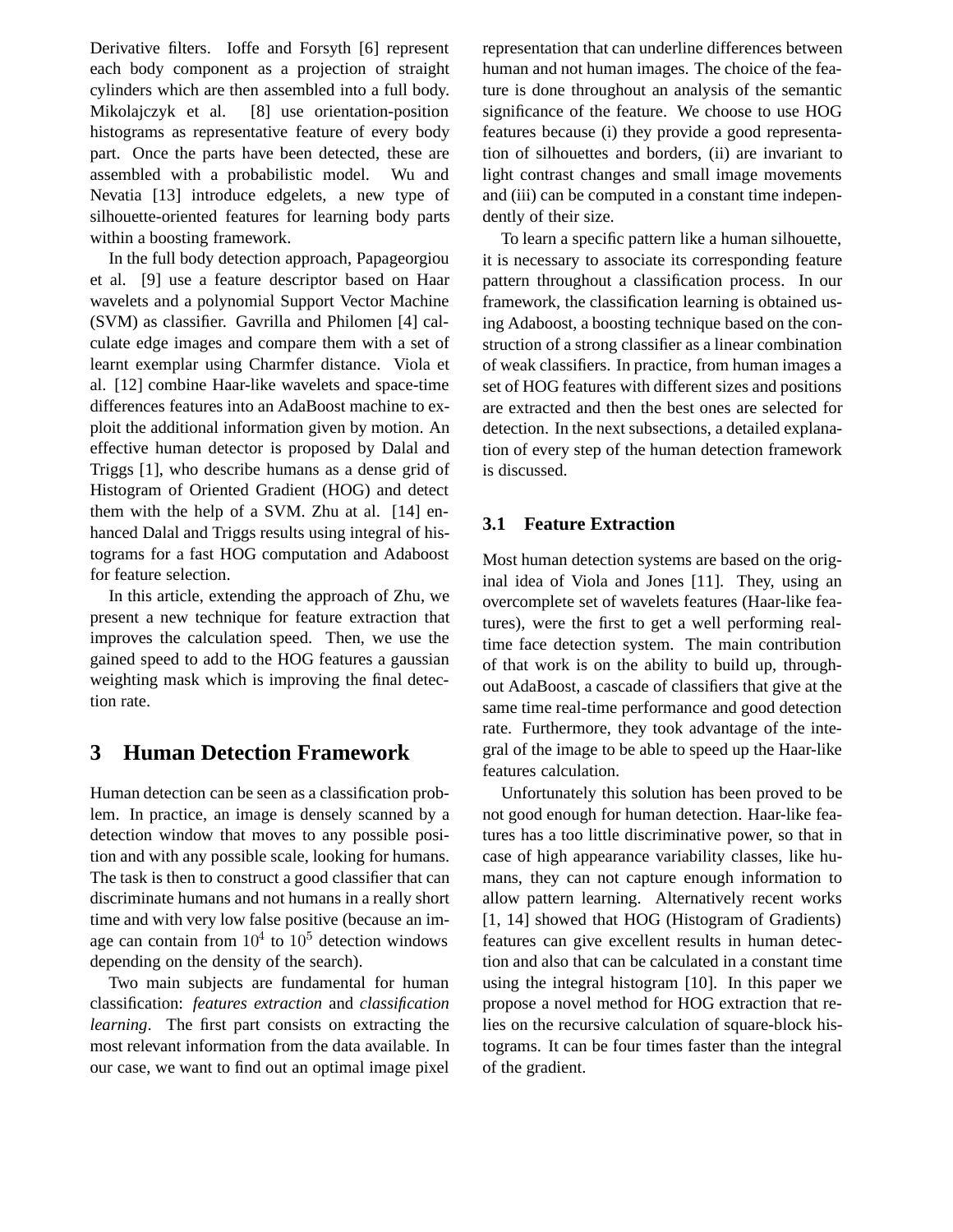Derivative filters. Ioffe and Forsyth [6] represent each body component as a projection of straight cylinders which are then assembled into a full body. Mikolajczyk et al. [8] use orientation-position histograms as representative feature of every body part. Once the parts have been detected, these are assembled with a probabilistic model. Wu and Nevatia [13] introduce edgelets, a new type of silhouette-oriented features for learning body parts within a boosting framework.

In the full body detection approach, Papageorgiou et al. [9] use a feature descriptor based on Haar wavelets and a polynomial Support Vector Machine (SVM) as classifier. Gavrilla and Philomen [4] calculate edge images and compare them with a set of learnt exemplar using Charmfer distance. Viola et al. [12] combine Haar-like wavelets and space-time differences features into an AdaBoost machine to exploit the additional information given by motion. An effective human detector is proposed by Dalal and Triggs [1], who describe humans as a dense grid of Histogram of Oriented Gradient (HOG) and detect them with the help of a SVM. Zhu at al. [14] enhanced Dalal and Triggs results using integral of histograms for a fast HOG computation and Adaboost for feature selection.

In this article, extending the approach of Zhu, we present a new technique for feature extraction that improves the calculation speed. Then, we use the gained speed to add to the HOG features a gaussian weighting mask which is improving the final detection rate.

# 3 Human Detection Framework

Human detection can be seen as a classification problem. In practice, an image is densely scanned by a detection window that moves to any possible position and with any possible scale, looking for humans. The task is then to construct a good classifier that can discriminate humans and not humans in a really short time and with very low false positive (because an image can contain from $10^4$ to $10^5$ detection windows depending on the density of the search).

Two main subjects are fundamental for human classification: *features extraction* and *classification learning*. The first part consists on extracting the most relevant information from the data available. In our case, we want to find out an optimal image pixel representation that can underline differences between human and not human images. The choice of the feature is done throughout an analysis of the semantic significance of the feature. We choose to use HOG features because (i) they provide a good representation of silhouettes and borders, (ii) are invariant to light contrast changes and small image movements and (iii) can be computed in a constant time independently of their size.

To learn a specific pattern like a human silhouette, it is necessary to associate its corresponding feature pattern throughout a classification process. In our framework, the classification learning is obtained using Adaboost, a boosting technique based on the construction of a strong classifier as a linear combination of weak classifiers. In practice, from human images a set of HOG features with different sizes and positions are extracted and then the best ones are selected for detection. In the next subsections, a detailed explanation of every step of the human detection framework is discussed.

## 3.1 Feature Extraction

Most human detection systems are based on the original idea of Viola and Jones [11]. They, using an overcomplete set of wavelets features (Haar-like features), were the first to get a well performing real-time face detection system. The main contribution of that work is on the ability to build up, throughout AdaBoost, a cascade of classifiers that give at the same time real-time performance and good detection rate. Furthermore, they took advantage of the integral of the image to be able to speed up the Haar-like features calculation.

Unfortunately this solution has been proved to be not good enough for human detection. Haar-like features has a too little discriminative power, so that in case of high appearance variability classes, like humans, they can not capture enough information to allow pattern learning. Alternatively recent works [1, 14] showed that HOG (Histogram of Gradients) features can give excellent results in human detection and also that can be calculated in a constant time using the integral histogram [10]. In this paper we propose a novel method for HOG extraction that relies on the recursive calculation of square-block histograms. It can be four times faster than the integral of the gradient.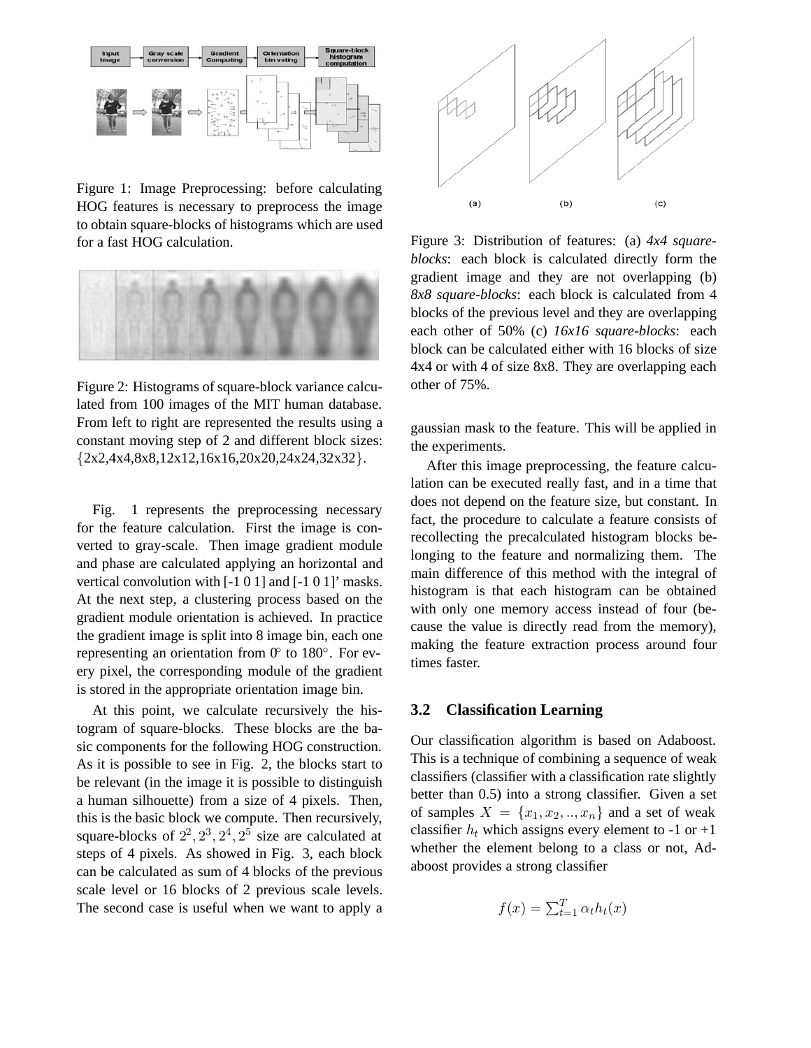Figure 1: Image Preprocessing: before calculating HOG features is necessary to preprocess the image to obtain square-blocks of histograms which are used for a fast HOG calculation.

Figure 2: Histograms of square-block variance calculated from 100 images of the MIT human database. From left to right are represented the results using a constant moving step of 2 and different block sizes: {2x2,4x4,8x8,12x12,16x16,20x20,24x24,32x32}.

Fig. 1 represents the preprocessing necessary for the feature calculation. First the image is converted to gray-scale. Then image gradient module and phase are calculated applying an horizontal and vertical convolution with [-1 0 1] and [-1 0 1]' masks. At the next step, a clustering process based on the gradient module orientation is achieved. In practice the gradient image is split into 8 image bin, each one representing an orientation from 0° to 180°. For every pixel, the corresponding module of the gradient is stored in the appropriate orientation image bin.

At this point, we calculate recursively the histogram of square-blocks. These blocks are the basic components for the following HOG construction. As it is possible to see in Fig. 2, the blocks start to be relevant (in the image it is possible to distinguish a human silhouette) from a size of 4 pixels. Then, this is the basic block we compute. Then recursively, square-blocks of $2^2, 2^3, 2^4, 2^5$ size are calculated at steps of 4 pixels. As showed in Fig. 3, each block can be calculated as sum of 4 blocks of the previous scale level or 16 blocks of 2 previous scale levels. The second case is useful when we want to apply a gaussian mask to the feature. This will be applied in the experiments.

Figure 3: Distribution of features: (a) *4x4 square-blocks*: each block is calculated directly form the gradient image and they are not overlapping (b) *8x8 square-blocks*: each block is calculated from 4 blocks of the previous level and they are overlapping each other of 50% (c) *16x16 square-blocks*: each block can be calculated either with 16 blocks of size 4x4 or with 4 of size 8x8. They are overlapping each other of 75%.

After this image preprocessing, the feature calculation can be executed really fast, and in a time that does not depend on the feature size, but constant. In fact, the procedure to calculate a feature consists of recollecting the precalculated histogram blocks belonging to the feature and normalizing them. The main difference of this method with the integral of histogram is that each histogram can be obtained with only one memory access instead of four (because the value is directly read from the memory), making the feature extraction process around four times faster.

### 3.2 Classification Learning

Our classification algorithm is based on Adaboost. This is a technique of combining a sequence of weak classifiers (classifier with a classification rate slightly better than 0.5) into a strong classifier. Given a set of samples $X = \{x_1, x_2, .., x_n\}$ and a set of weak classifier $h_t$ which assigns every element to -1 or +1 whether the element belong to a class or not, Adaboost provides a strong classifier

$$f(x) = \sum_{t=1}^{T} \alpha_t h_t(x)$$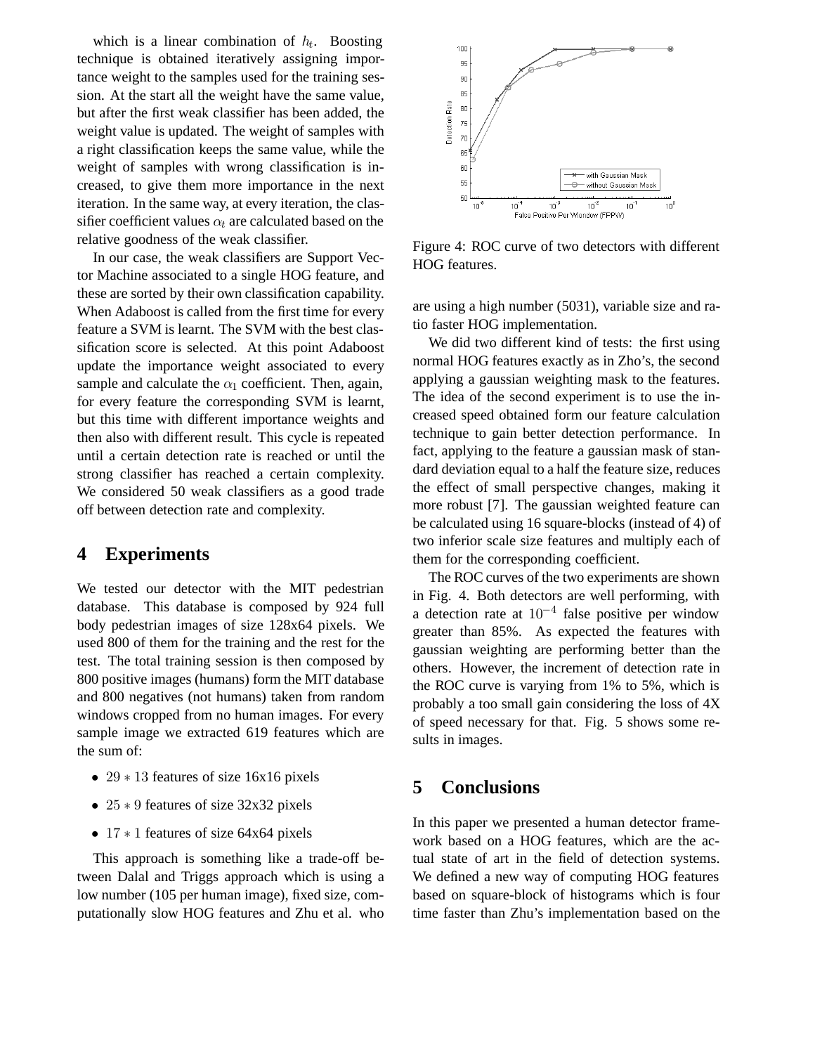which is a linear combination of $h_t$. Boosting technique is obtained iteratively assigning importance weight to the samples used for the training session. At the start all the weight have the same value, but after the first weak classifier has been added, the weight value is updated. The weight of samples with a right classification keeps the same value, while the weight of samples with wrong classification is increased, to give them more importance in the next iteration. In the same way, at every iteration, the classifier coefficient values $\alpha_t$ are calculated based on the relative goodness of the weak classifier.

In our case, the weak classifiers are Support Vector Machine associated to a single HOG feature, and these are sorted by their own classification capability. When Adaboost is called from the first time for every feature a SVM is learnt. The SVM with the best classification score is selected. At this point Adaboost update the importance weight associated to every sample and calculate the $\alpha_1$ coefficient. Then, again, for every feature the corresponding SVM is learnt, but this time with different importance weights and then also with different result. This cycle is repeated until a certain detection rate is reached or until the strong classifier has reached a certain complexity. We considered 50 weak classifiers as a good trade off between detection rate and complexity.

## 4 Experiments

We tested our detector with the MIT pedestrian database. This database is composed by 924 full body pedestrian images of size 128x64 pixels. We used 800 of them for the training and the rest for the test. The total training session is then composed by 800 positive images (humans) form the MIT database and 800 negatives (not humans) taken from random windows cropped from no human images. For every sample image we extracted 619 features which are the sum of:

- $29 * 13$ features of size 16x16 pixels
- $25 * 9$ features of size 32x32 pixels
- $17 * 1$ features of size 64x64 pixels

This approach is something like a trade-off between Dalal and Triggs approach which is using a low number (105 per human image), fixed size, computationally slow HOG features and Zhu et al. who are using a high number (5031), variable size and ratio faster HOG implementation.

Figure 4: ROC curve of two detectors with different HOG features.

We did two different kind of tests: the first using normal HOG features exactly as in Zho's, the second applying a gaussian weighting mask to the features. The idea of the second experiment is to use the increased speed obtained form our feature calculation technique to gain better detection performance. In fact, applying to the feature a gaussian mask of standard deviation equal to a half the feature size, reduces the effect of small perspective changes, making it more robust [7]. The gaussian weighted feature can be calculated using 16 square-blocks (instead of 4) of two inferior scale size features and multiply each of them for the corresponding coefficient.

The ROC curves of the two experiments are shown in Fig. 4. Both detectors are well performing, with a detection rate at $10^{-4}$ false positive per window greater than 85%. As expected the features with gaussian weighting are performing better than the others. However, the increment of detection rate in the ROC curve is varying from 1% to 5%, which is probably a too small gain considering the loss of 4X of speed necessary for that. Fig. 5 shows some results in images.

## 5 Conclusions

In this paper we presented a human detector framework based on a HOG features, which are the actual state of art in the field of detection systems. We defined a new way of computing HOG features based on square-block of histograms which is four time faster than Zhu's implementation based on the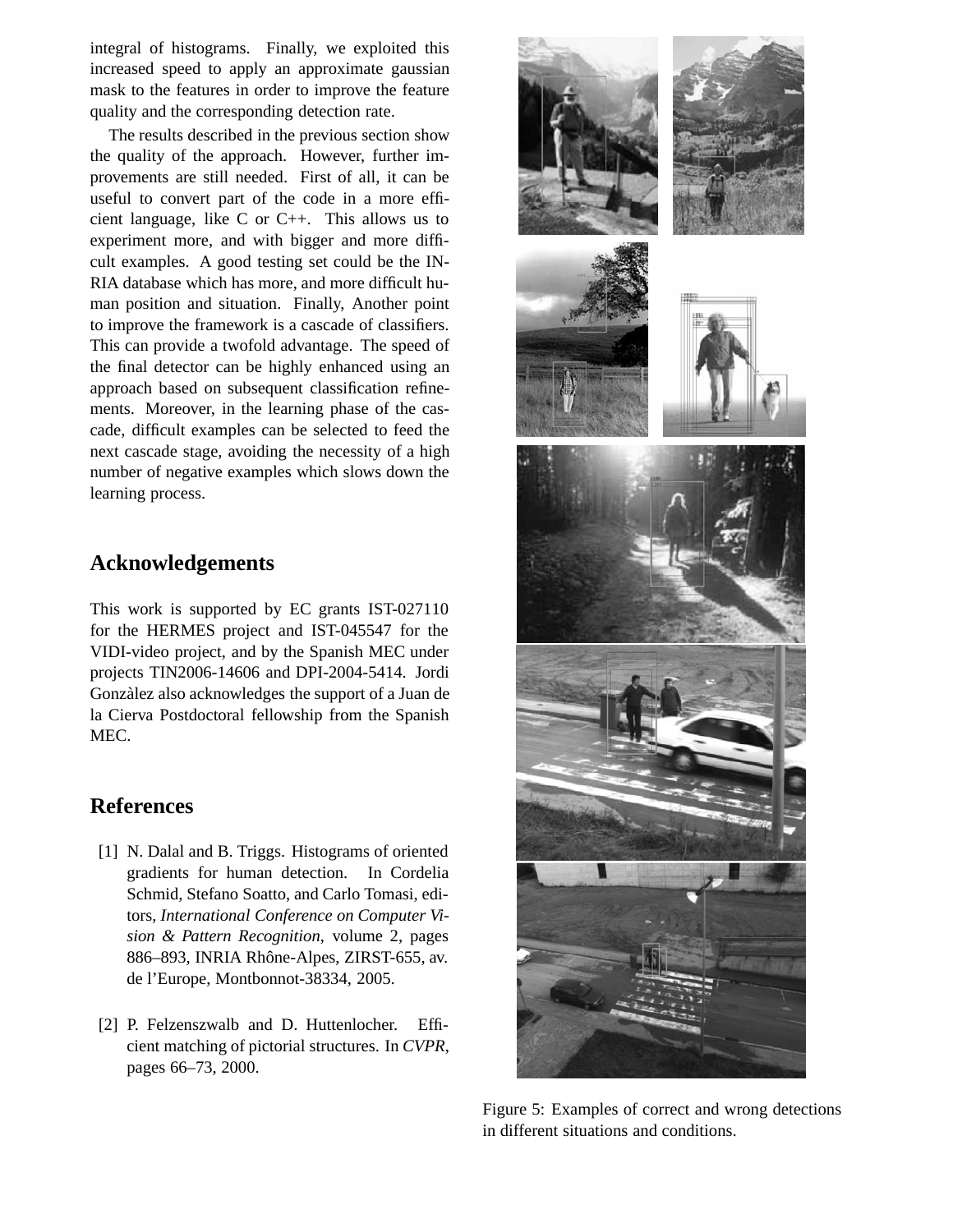integral of histograms. Finally, we exploited this increased speed to apply an approximate gaussian mask to the features in order to improve the feature quality and the corresponding detection rate.

The results described in the previous section show the quality of the approach. However, further improvements are still needed. First of all, it can be useful to convert part of the code in a more efficient language, like C or C++. This allows us to experiment more, and with bigger and more difficult examples. A good testing set could be the INRIA database which has more, and more difficult human position and situation. Finally, Another point to improve the framework is a cascade of classifiers. This can provide a twofold advantage. The speed of the final detector can be highly enhanced using an approach based on subsequent classification refinements. Moreover, in the learning phase of the cascade, difficult examples can be selected to feed the next cascade stage, avoiding the necessity of a high number of negative examples which slows down the learning process.

## Acknowledgements

This work is supported by EC grants IST-027110 for the HERMES project and IST-045547 for the VIDI-video project, and by the Spanish MEC under projects TIN2006-14606 and DPI-2004-5414. Jordi Gonzàlez also acknowledges the support of a Juan de la Cierva Postdoctoral fellowship from the Spanish MEC.

## References

[1] N. Dalal and B. Triggs. Histograms of oriented gradients for human detection. In Cordelia Schmid, Stefano Soatto, and Carlo Tomasi, editors, *International Conference on Computer Vision & Pattern Recognition*, volume 2, pages 886–893, INRIA Rhône-Alpes, ZIRST-655, av. de l'Europe, Montbonnot-38334, 2005.

[2] P. Felzenszwalb and D. Huttenlocher. Efficient matching of pictorial structures. In *CVPR*, pages 66–73, 2000.

Figure 5: Examples of correct and wrong detections in different situations and conditions.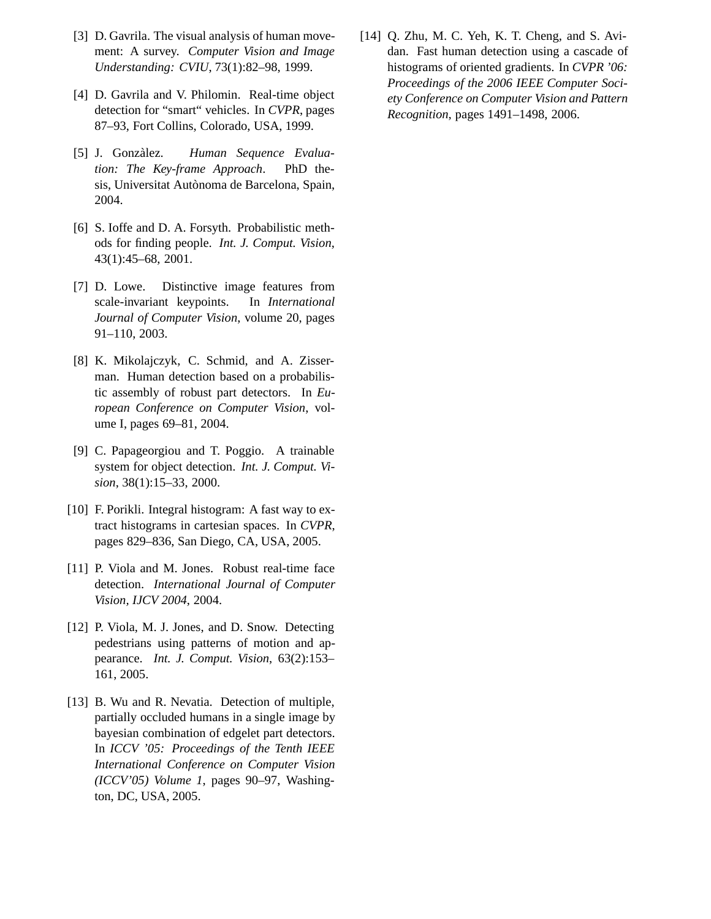[3] D. Gavrila. The visual analysis of human movement: A survey. *Computer Vision and Image Understanding: CVIU*, 73(1):82–98, 1999.

[4] D. Gavrila and V. Philomin. Real-time object detection for "smart" vehicles. In *CVPR*, pages 87–93, Fort Collins, Colorado, USA, 1999.

[5] J. Gonzàlez. *Human Sequence Evaluation: The Key-frame Approach*. PhD thesis, Universitat Autònoma de Barcelona, Spain, 2004.

[6] S. Ioffe and D. A. Forsyth. Probabilistic methods for finding people. *Int. J. Comput. Vision*, 43(1):45–68, 2001.

[7] D. Lowe. Distinctive image features from scale-invariant keypoints. In *International Journal of Computer Vision*, volume 20, pages 91–110, 2003.

[8] K. Mikolajczyk, C. Schmid, and A. Zisserman. Human detection based on a probabilistic assembly of robust part detectors. In *European Conference on Computer Vision*, volume I, pages 69–81, 2004.

[9] C. Papageorgiou and T. Poggio. A trainable system for object detection. *Int. J. Comput. Vision*, 38(1):15–33, 2000.

[10] F. Porikli. Integral histogram: A fast way to extract histograms in cartesian spaces. In *CVPR*, pages 829–836, San Diego, CA, USA, 2005.

[11] P. Viola and M. Jones. Robust real-time face detection. *International Journal of Computer Vision, IJCV 2004*, 2004.

[12] P. Viola, M. J. Jones, and D. Snow. Detecting pedestrians using patterns of motion and appearance. *Int. J. Comput. Vision*, 63(2):153–161, 2005.

[13] B. Wu and R. Nevatia. Detection of multiple, partially occluded humans in a single image by bayesian combination of edgelet part detectors. In *ICCV '05: Proceedings of the Tenth IEEE International Conference on Computer Vision (ICCV'05) Volume 1*, pages 90–97, Washington, DC, USA, 2005.

[14] Q. Zhu, M. C. Yeh, K. T. Cheng, and S. Avidan. Fast human detection using a cascade of histograms of oriented gradients. In *CVPR '06: Proceedings of the 2006 IEEE Computer Society Conference on Computer Vision and Pattern Recognition*, pages 1491–1498, 2006.